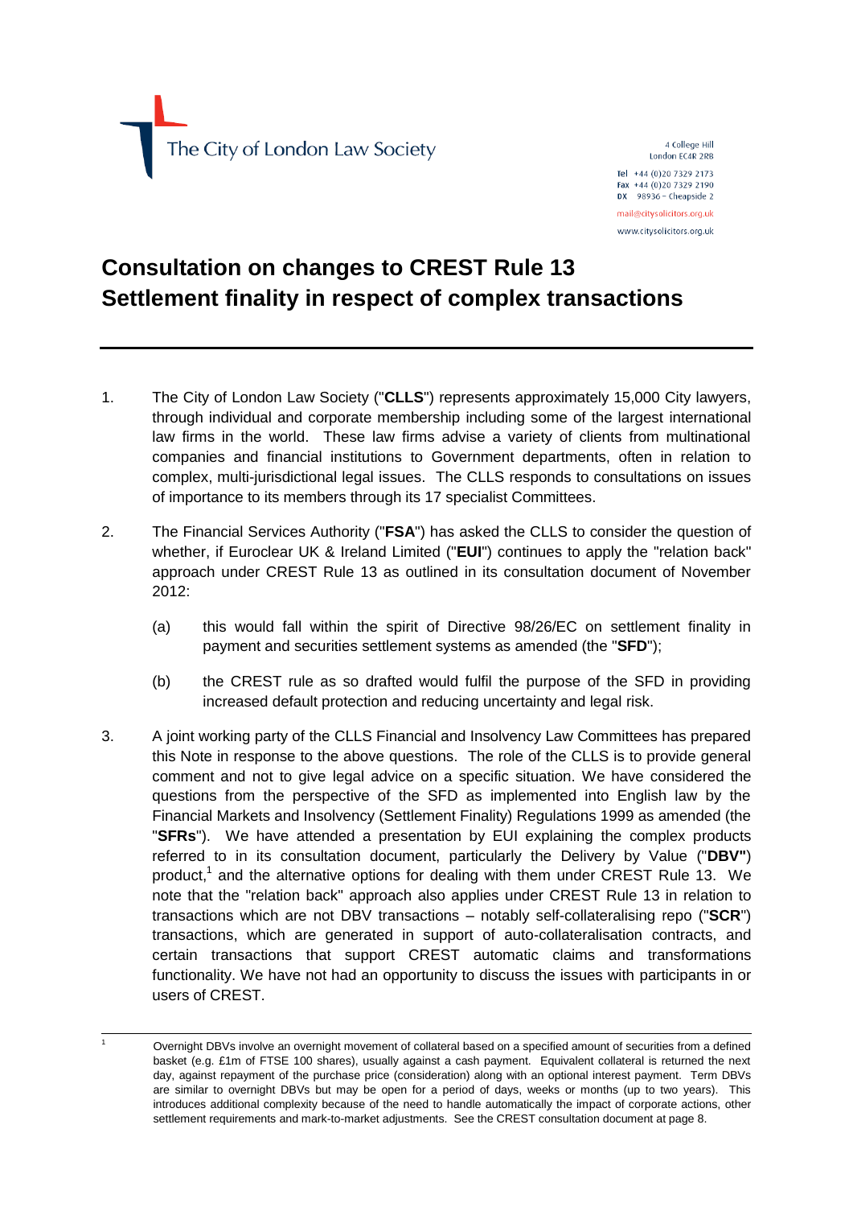The City of London Law Society

4 College Hill
London EC4R 2RB

Tel +44 (0)20 7329 2173
Fax +44 (0)20 7329 2190
DX 98936 – Cheapside 2

mail@citysolicitors.org.uk
www.citysolicitors.org.uk

# Consultation on changes to CREST Rule 13 Settlement finality in respect of complex transactions

1. The City of London Law Society ("**CLLS**") represents approximately 15,000 City lawyers, through individual and corporate membership including some of the largest international law firms in the world. These law firms advise a variety of clients from multinational companies and financial institutions to Government departments, often in relation to complex, multi-jurisdictional legal issues. The CLLS responds to consultations on issues of importance to its members through its 17 specialist Committees.

2. The Financial Services Authority ("**FSA**") has asked the CLLS to consider the question of whether, if Euroclear UK & Ireland Limited ("**EUI**") continues to apply the "relation back" approach under CREST Rule 13 as outlined in its consultation document of November 2012:

   (a) this would fall within the spirit of Directive 98/26/EC on settlement finality in payment and securities settlement systems as amended (the "**SFD**");

   (b) the CREST rule as so drafted would fulfil the purpose of the SFD in providing increased default protection and reducing uncertainty and legal risk.

3. A joint working party of the CLLS Financial and Insolvency Law Committees has prepared this Note in response to the above questions. The role of the CLLS is to provide general comment and not to give legal advice on a specific situation. We have considered the questions from the perspective of the SFD as implemented into English law by the Financial Markets and Insolvency (Settlement Finality) Regulations 1999 as amended (the "**SFRs**"). We have attended a presentation by EUI explaining the complex products referred to in its consultation document, particularly the Delivery by Value ("**DBV**") product,[1] and the alternative options for dealing with them under CREST Rule 13. We note that the "relation back" approach also applies under CREST Rule 13 in relation to transactions which are not DBV transactions – notably self-collateralising repo ("**SCR**") transactions, which are generated in support of auto-collateralisation contracts, and certain transactions that support CREST automatic claims and transformations functionality. We have not had an opportunity to discuss the issues with participants in or users of CREST.

---

[1] Overnight DBVs involve an overnight movement of collateral based on a specified amount of securities from a defined basket (e.g. £1m of FTSE 100 shares), usually against a cash payment. Equivalent collateral is returned the next day, against repayment of the purchase price (consideration) along with an optional interest payment. Term DBVs are similar to overnight DBVs but may be open for a period of days, weeks or months (up to two years). This introduces additional complexity because of the need to handle automatically the impact of corporate actions, other settlement requirements and mark-to-market adjustments. See the CREST consultation document at page 8.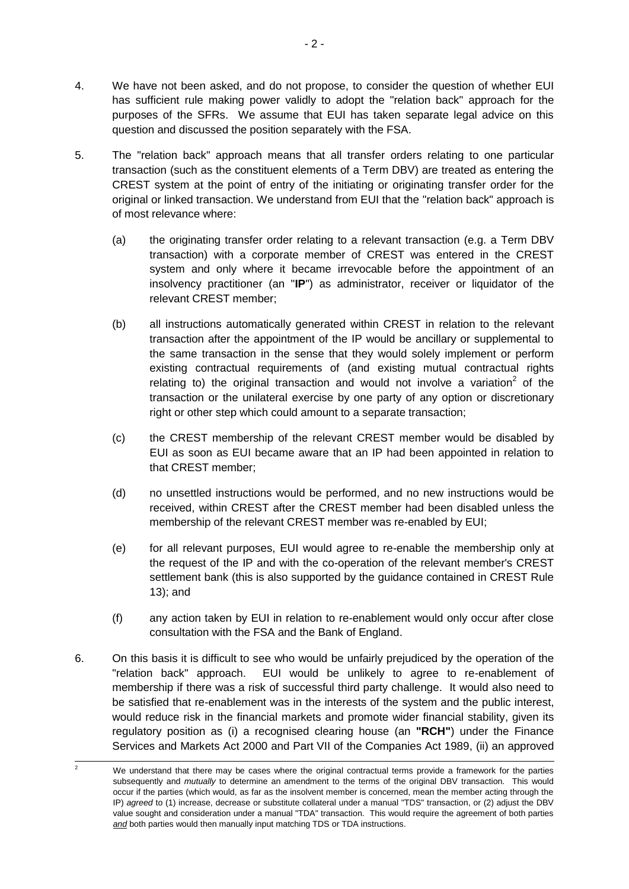4. We have not been asked, and do not propose, to consider the question of whether EUI has sufficient rule making power validly to adopt the "relation back" approach for the purposes of the SFRs. We assume that EUI has taken separate legal advice on this question and discussed the position separately with the FSA.

5. The "relation back" approach means that all transfer orders relating to one particular transaction (such as the constituent elements of a Term DBV) are treated as entering the CREST system at the point of entry of the initiating or originating transfer order for the original or linked transaction. We understand from EUI that the "relation back" approach is of most relevance where:

   (a) the originating transfer order relating to a relevant transaction (e.g. a Term DBV transaction) with a corporate member of CREST was entered in the CREST system and only where it became irrevocable before the appointment of an insolvency practitioner (an "**IP**") as administrator, receiver or liquidator of the relevant CREST member;

   (b) all instructions automatically generated within CREST in relation to the relevant transaction after the appointment of the IP would be ancillary or supplemental to the same transaction in the sense that they would solely implement or perform existing contractual requirements of (and existing mutual contractual rights relating to) the original transaction and would not involve a variation[2] of the transaction or the unilateral exercise by one party of any option or discretionary right or other step which could amount to a separate transaction;

   (c) the CREST membership of the relevant CREST member would be disabled by EUI as soon as EUI became aware that an IP had been appointed in relation to that CREST member;

   (d) no unsettled instructions would be performed, and no new instructions would be received, within CREST after the CREST member had been disabled unless the membership of the relevant CREST member was re-enabled by EUI;

   (e) for all relevant purposes, EUI would agree to re-enable the membership only at the request of the IP and with the co-operation of the relevant member's CREST settlement bank (this is also supported by the guidance contained in CREST Rule 13); and

   (f) any action taken by EUI in relation to re-enablement would only occur after close consultation with the FSA and the Bank of England.

6. On this basis it is difficult to see who would be unfairly prejudiced by the operation of the "relation back" approach. EUI would be unlikely to agree to re-enablement of membership if there was a risk of successful third party challenge. It would also need to be satisfied that re-enablement was in the interests of the system and the public interest, would reduce risk in the financial markets and promote wider financial stability, given its regulatory position as (i) a recognised clearing house (an **"RCH"**) under the Finance Services and Markets Act 2000 and Part VII of the Companies Act 1989, (ii) an approved

---

[2] We understand that there may be cases where the original contractual terms provide a framework for the parties subsequently and *mutually* to determine an amendment to the terms of the original DBV transaction. This would occur if the parties (which would, as far as the insolvent member is concerned, mean the member acting through the IP) *agreed* to (1) increase, decrease or substitute collateral under a manual "TDS" transaction, or (2) adjust the DBV value sought and consideration under a manual "TDA" transaction. This would require the agreement of both parties *and* both parties would then manually input matching TDS or TDA instructions.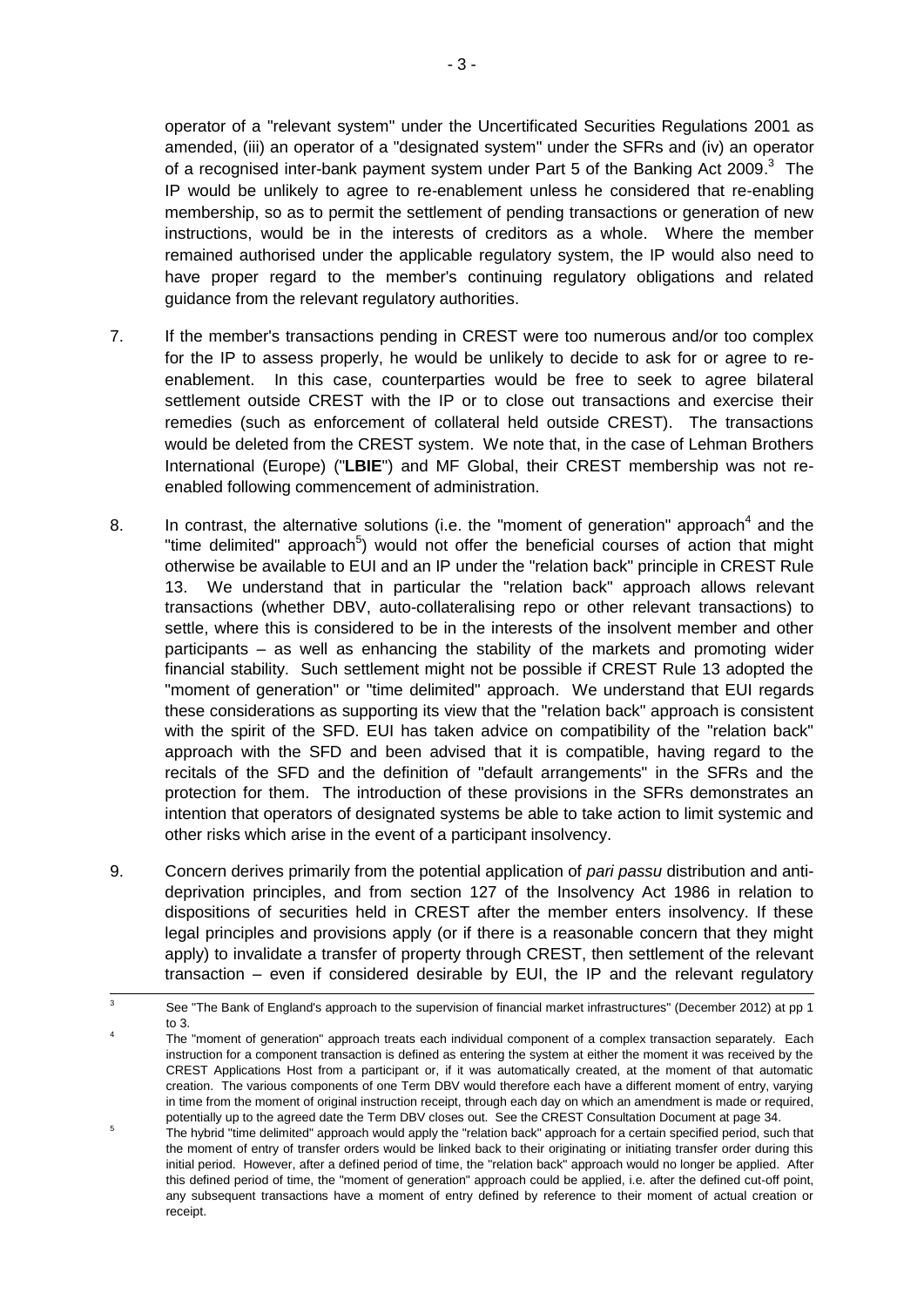operator of a "relevant system" under the Uncertificated Securities Regulations 2001 as amended, (iii) an operator of a "designated system" under the SFRs and (iv) an operator of a recognised inter-bank payment system under Part 5 of the Banking Act 2009.[3] The IP would be unlikely to agree to re-enablement unless he considered that re-enabling membership, so as to permit the settlement of pending transactions or generation of new instructions, would be in the interests of creditors as a whole. Where the member remained authorised under the applicable regulatory system, the IP would also need to have proper regard to the member's continuing regulatory obligations and related guidance from the relevant regulatory authorities.

7. If the member's transactions pending in CREST were too numerous and/or too complex for the IP to assess properly, he would be unlikely to decide to ask for or agree to re-enablement. In this case, counterparties would be free to seek to agree bilateral settlement outside CREST with the IP or to close out transactions and exercise their remedies (such as enforcement of collateral held outside CREST). The transactions would be deleted from the CREST system. We note that, in the case of Lehman Brothers International (Europe) ("**LBIE**") and MF Global, their CREST membership was not re-enabled following commencement of administration.

8. In contrast, the alternative solutions (i.e. the "moment of generation" approach[4] and the "time delimited" approach[5]) would not offer the beneficial courses of action that might otherwise be available to EUI and an IP under the "relation back" principle in CREST Rule 13. We understand that in particular the "relation back" approach allows relevant transactions (whether DBV, auto-collateralising repo or other relevant transactions) to settle, where this is considered to be in the interests of the insolvent member and other participants – as well as enhancing the stability of the markets and promoting wider financial stability. Such settlement might not be possible if CREST Rule 13 adopted the "moment of generation" or "time delimited" approach. We understand that EUI regards these considerations as supporting its view that the "relation back" approach is consistent with the spirit of the SFD. EUI has taken advice on compatibility of the "relation back" approach with the SFD and been advised that it is compatible, having regard to the recitals of the SFD and the definition of "default arrangements" in the SFRs and the protection for them. The introduction of these provisions in the SFRs demonstrates an intention that operators of designated systems be able to take action to limit systemic and other risks which arise in the event of a participant insolvency.

9. Concern derives primarily from the potential application of *pari passu* distribution and anti-deprivation principles, and from section 127 of the Insolvency Act 1986 in relation to dispositions of securities held in CREST after the member enters insolvency. If these legal principles and provisions apply (or if there is a reasonable concern that they might apply) to invalidate a transfer of property through CREST, then settlement of the relevant transaction – even if considered desirable by EUI, the IP and the relevant regulatory

---

[3] See "The Bank of England's approach to the supervision of financial market infrastructures" (December 2012) at pp 1 to 3.

[4] The "moment of generation" approach treats each individual component of a complex transaction separately. Each instruction for a component transaction is defined as entering the system at either the moment it was received by the CREST Applications Host from a participant or, if it was automatically created, at the moment of that automatic creation. The various components of one Term DBV would therefore each have a different moment of entry, varying in time from the moment of original instruction receipt, through each day on which an amendment is made or required, potentially up to the agreed date the Term DBV closes out. See the CREST Consultation Document at page 34.

[5] The hybrid "time delimited" approach would apply the "relation back" approach for a certain specified period, such that the moment of entry of transfer orders would be linked back to their originating or initiating transfer order during this initial period. However, after a defined period of time, the "relation back" approach would no longer be applied. After this defined period of time, the "moment of generation" approach could be applied, i.e. after the defined cut-off point, any subsequent transactions have a moment of entry defined by reference to their moment of actual creation or receipt.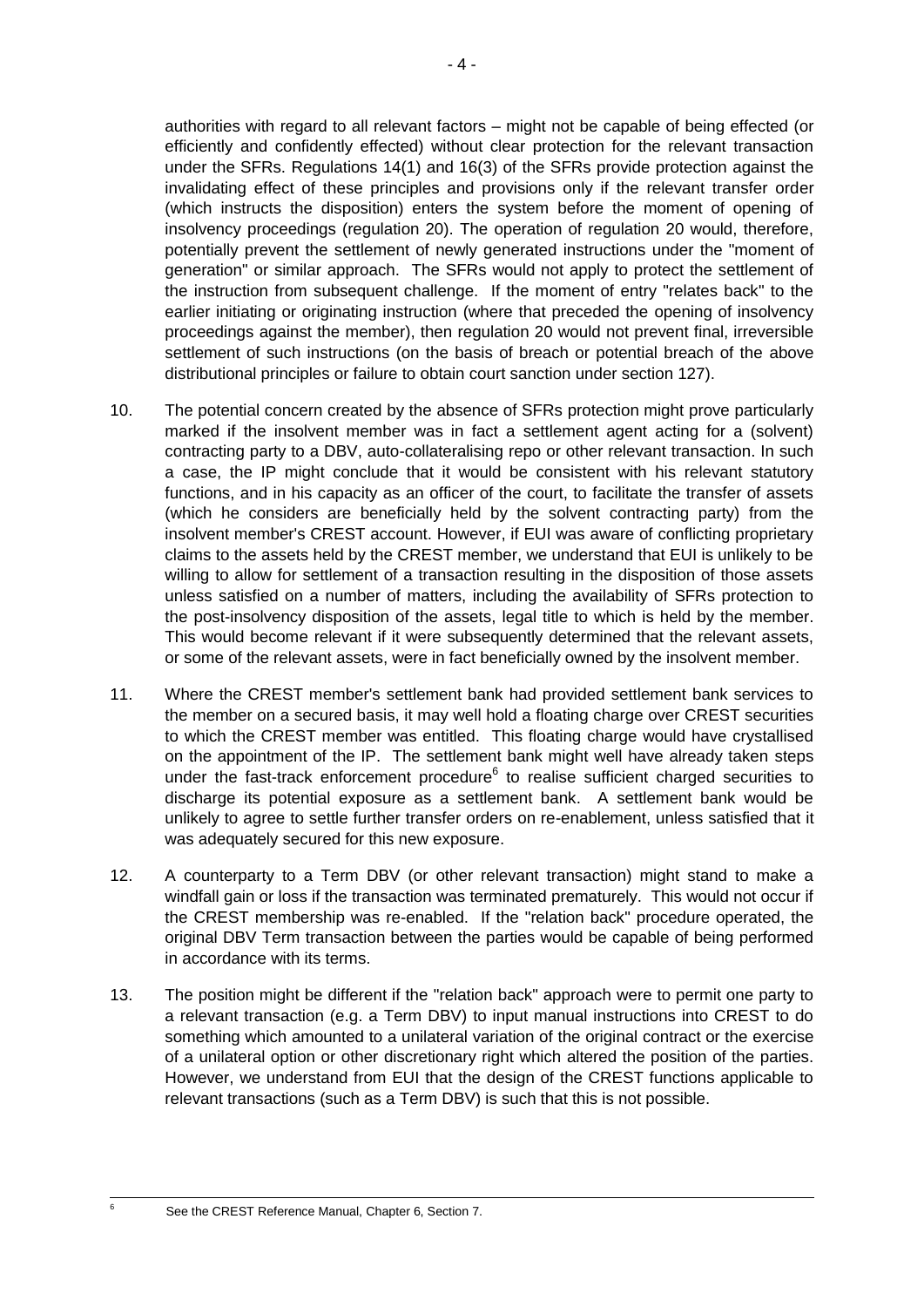authorities with regard to all relevant factors – might not be capable of being effected (or efficiently and confidently effected) without clear protection for the relevant transaction under the SFRs. Regulations 14(1) and 16(3) of the SFRs provide protection against the invalidating effect of these principles and provisions only if the relevant transfer order (which instructs the disposition) enters the system before the moment of opening of insolvency proceedings (regulation 20). The operation of regulation 20 would, therefore, potentially prevent the settlement of newly generated instructions under the "moment of generation" or similar approach. The SFRs would not apply to protect the settlement of the instruction from subsequent challenge. If the moment of entry "relates back" to the earlier initiating or originating instruction (where that preceded the opening of insolvency proceedings against the member), then regulation 20 would not prevent final, irreversible settlement of such instructions (on the basis of breach or potential breach of the above distributional principles or failure to obtain court sanction under section 127).

10. The potential concern created by the absence of SFRs protection might prove particularly marked if the insolvent member was in fact a settlement agent acting for a (solvent) contracting party to a DBV, auto-collateralising repo or other relevant transaction. In such a case, the IP might conclude that it would be consistent with his relevant statutory functions, and in his capacity as an officer of the court, to facilitate the transfer of assets (which he considers are beneficially held by the solvent contracting party) from the insolvent member's CREST account. However, if EUI was aware of conflicting proprietary claims to the assets held by the CREST member, we understand that EUI is unlikely to be willing to allow for settlement of a transaction resulting in the disposition of those assets unless satisfied on a number of matters, including the availability of SFRs protection to the post-insolvency disposition of the assets, legal title to which is held by the member. This would become relevant if it were subsequently determined that the relevant assets, or some of the relevant assets, were in fact beneficially owned by the insolvent member.

11. Where the CREST member's settlement bank had provided settlement bank services to the member on a secured basis, it may well hold a floating charge over CREST securities to which the CREST member was entitled. This floating charge would have crystallised on the appointment of the IP. The settlement bank might well have already taken steps under the fast-track enforcement procedure[6] to realise sufficient charged securities to discharge its potential exposure as a settlement bank. A settlement bank would be unlikely to agree to settle further transfer orders on re-enablement, unless satisfied that it was adequately secured for this new exposure.

12. A counterparty to a Term DBV (or other relevant transaction) might stand to make a windfall gain or loss if the transaction was terminated prematurely. This would not occur if the CREST membership was re-enabled. If the "relation back" procedure operated, the original DBV Term transaction between the parties would be capable of being performed in accordance with its terms.

13. The position might be different if the "relation back" approach were to permit one party to a relevant transaction (e.g. a Term DBV) to input manual instructions into CREST to do something which amounted to a unilateral variation of the original contract or the exercise of a unilateral option or other discretionary right which altered the position of the parties. However, we understand from EUI that the design of the CREST functions applicable to relevant transactions (such as a Term DBV) is such that this is not possible.

[6] See the CREST Reference Manual, Chapter 6, Section 7.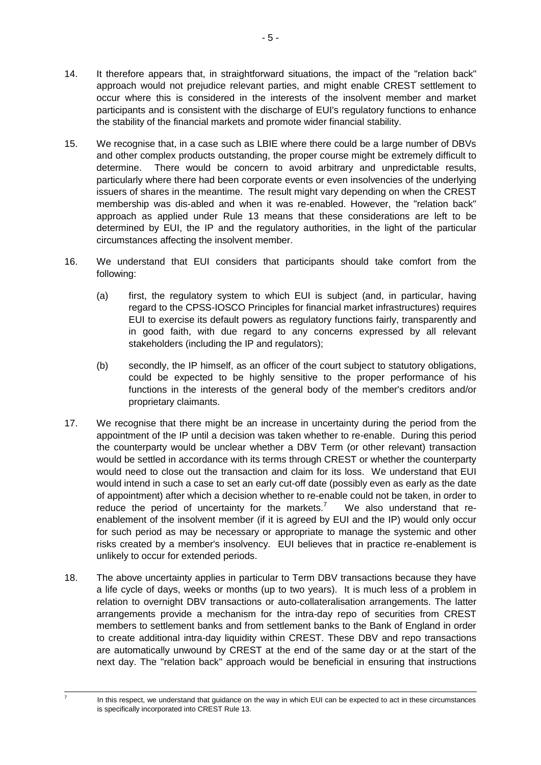14. It therefore appears that, in straightforward situations, the impact of the "relation back" approach would not prejudice relevant parties, and might enable CREST settlement to occur where this is considered in the interests of the insolvent member and market participants and is consistent with the discharge of EUI's regulatory functions to enhance the stability of the financial markets and promote wider financial stability.

15. We recognise that, in a case such as LBIE where there could be a large number of DBVs and other complex products outstanding, the proper course might be extremely difficult to determine. There would be concern to avoid arbitrary and unpredictable results, particularly where there had been corporate events or even insolvencies of the underlying issuers of shares in the meantime. The result might vary depending on when the CREST membership was dis-abled and when it was re-enabled. However, the "relation back" approach as applied under Rule 13 means that these considerations are left to be determined by EUI, the IP and the regulatory authorities, in the light of the particular circumstances affecting the insolvent member.

16. We understand that EUI considers that participants should take comfort from the following:

    (a) first, the regulatory system to which EUI is subject (and, in particular, having regard to the CPSS-IOSCO Principles for financial market infrastructures) requires EUI to exercise its default powers as regulatory functions fairly, transparently and in good faith, with due regard to any concerns expressed by all relevant stakeholders (including the IP and regulators);

    (b) secondly, the IP himself, as an officer of the court subject to statutory obligations, could be expected to be highly sensitive to the proper performance of his functions in the interests of the general body of the member's creditors and/or proprietary claimants.

17. We recognise that there might be an increase in uncertainty during the period from the appointment of the IP until a decision was taken whether to re-enable. During this period the counterparty would be unclear whether a DBV Term (or other relevant) transaction would be settled in accordance with its terms through CREST or whether the counterparty would need to close out the transaction and claim for its loss. We understand that EUI would intend in such a case to set an early cut-off date (possibly even as early as the date of appointment) after which a decision whether to re-enable could not be taken, in order to reduce the period of uncertainty for the markets.[7] We also understand that re-enablement of the insolvent member (if it is agreed by EUI and the IP) would only occur for such period as may be necessary or appropriate to manage the systemic and other risks created by a member's insolvency. EUI believes that in practice re-enablement is unlikely to occur for extended periods.

18. The above uncertainty applies in particular to Term DBV transactions because they have a life cycle of days, weeks or months (up to two years). It is much less of a problem in relation to overnight DBV transactions or auto-collateralisation arrangements. The latter arrangements provide a mechanism for the intra-day repo of securities from CREST members to settlement banks and from settlement banks to the Bank of England in order to create additional intra-day liquidity within CREST. These DBV and repo transactions are automatically unwound by CREST at the end of the same day or at the start of the next day. The "relation back" approach would be beneficial in ensuring that instructions

---

[7] In this respect, we understand that guidance on the way in which EUI can be expected to act in these circumstances is specifically incorporated into CREST Rule 13.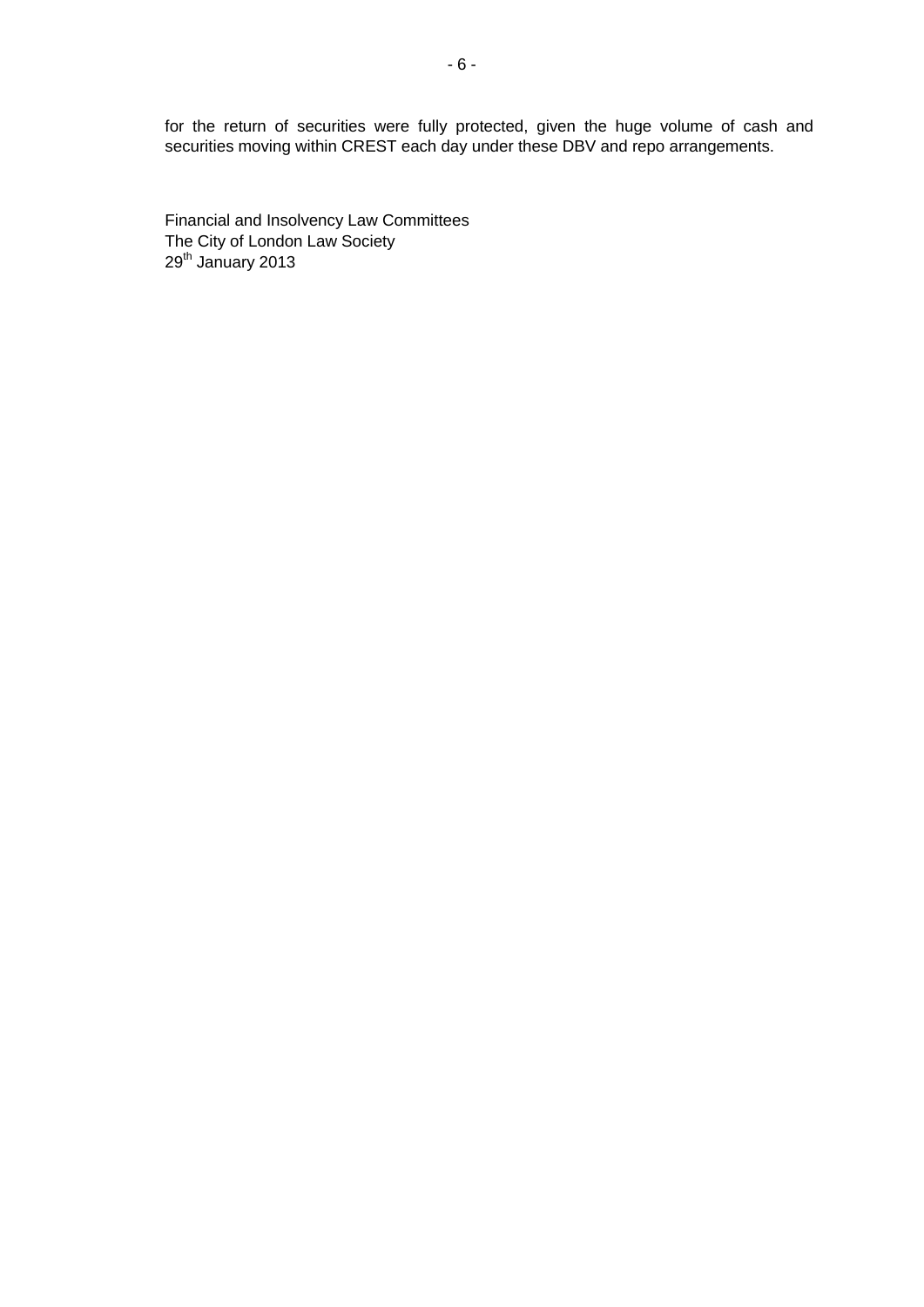for the return of securities were fully protected, given the huge volume of cash and securities moving within CREST each day under these DBV and repo arrangements.

Financial and Insolvency Law Committees
The City of London Law Society
29th January 2013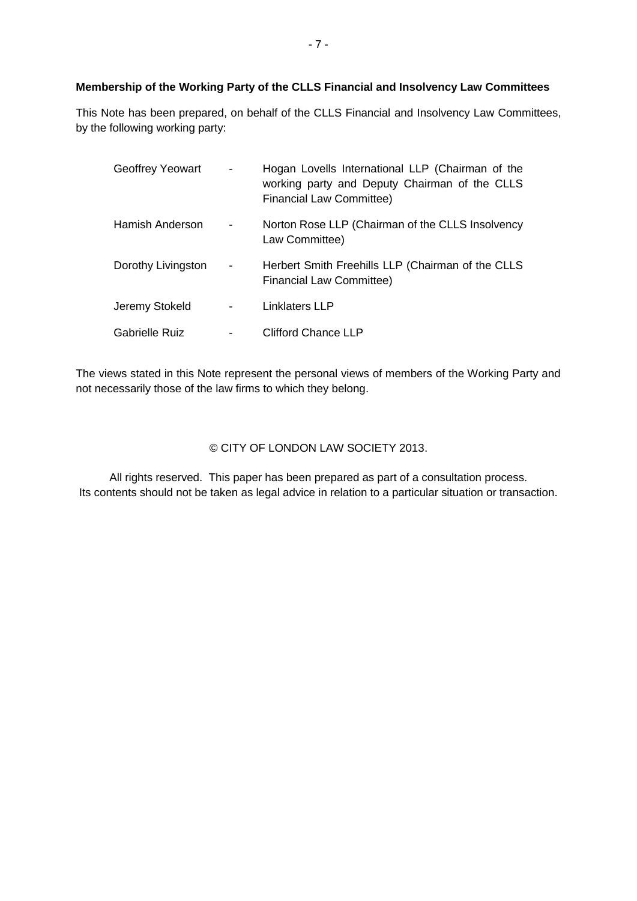**Membership of the Working Party of the CLLS Financial and Insolvency Law Committees**

This Note has been prepared, on behalf of the CLLS Financial and Insolvency Law Committees, by the following working party:

| | | |
|---|---|---|
| Geoffrey Yeowart | - | Hogan Lovells International LLP (Chairman of the working party and Deputy Chairman of the CLLS Financial Law Committee) |
| Hamish Anderson | - | Norton Rose LLP (Chairman of the CLLS Insolvency Law Committee) |
| Dorothy Livingston | - | Herbert Smith Freehills LLP (Chairman of the CLLS Financial Law Committee) |
| Jeremy Stokeld | - | Linklaters LLP |
| Gabrielle Ruiz | - | Clifford Chance LLP |

The views stated in this Note represent the personal views of members of the Working Party and not necessarily those of the law firms to which they belong.

© CITY OF LONDON LAW SOCIETY 2013.

All rights reserved. This paper has been prepared as part of a consultation process. Its contents should not be taken as legal advice in relation to a particular situation or transaction.